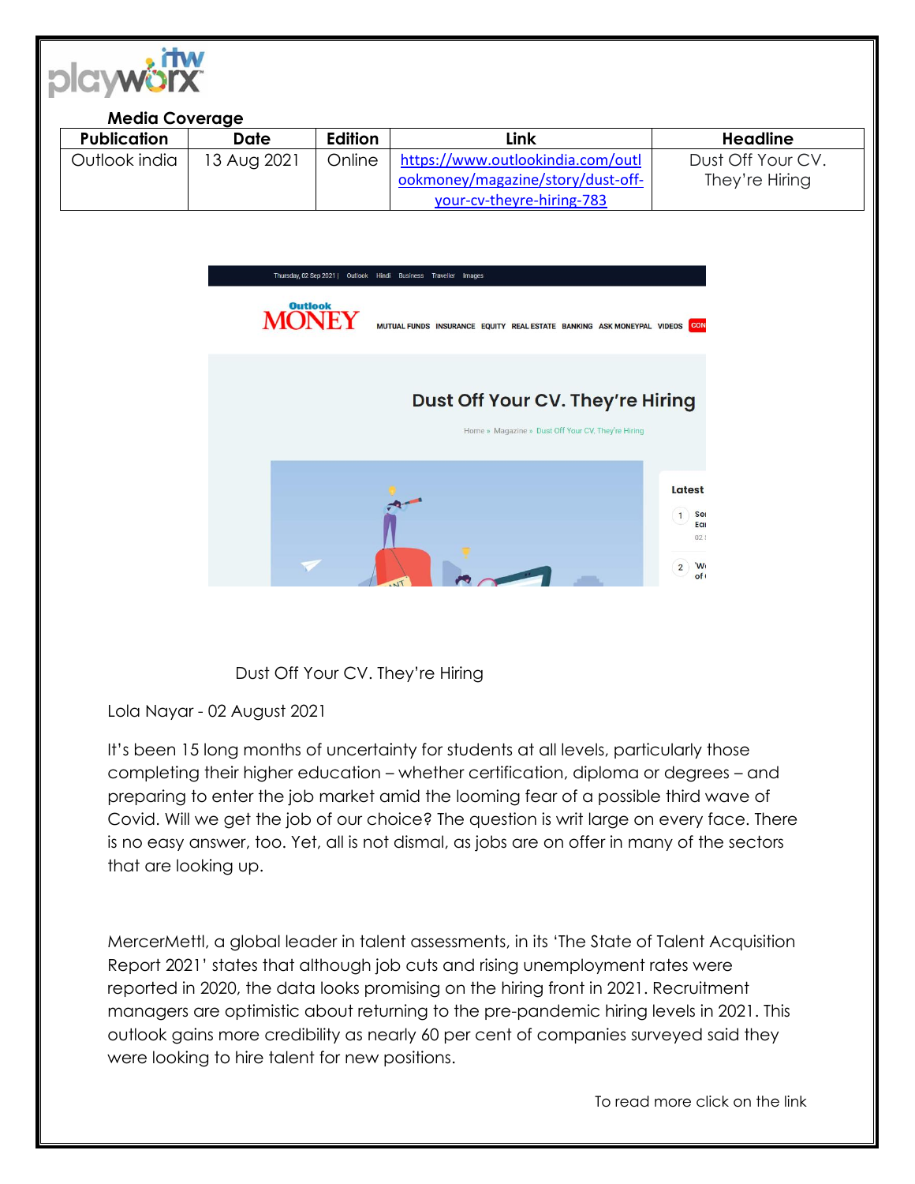**Media Coverage**

| Publication | Date | Edition | Link | Headline |
|---|---|---|---|---|
| Outlook india | 13 Aug 2021 | Online | https://www.outlookindia.com/outlookmoney/magazine/story/dust-off-your-cv-theyre-hiring-783 | Dust Off Your CV. They're Hiring |

Dust Off Your CV. They're Hiring

Lola Nayar - 02 August 2021

It's been 15 long months of uncertainty for students at all levels, particularly those completing their higher education – whether certification, diploma or degrees – and preparing to enter the job market amid the looming fear of a possible third wave of Covid. Will we get the job of our choice? The question is writ large on every face. There is no easy answer, too. Yet, all is not dismal, as jobs are on offer in many of the sectors that are looking up.

MercerMettl, a global leader in talent assessments, in its 'The State of Talent Acquisition Report 2021' states that although job cuts and rising unemployment rates were reported in 2020, the data looks promising on the hiring front in 2021. Recruitment managers are optimistic about returning to the pre-pandemic hiring levels in 2021. This outlook gains more credibility as nearly 60 per cent of companies surveyed said they were looking to hire talent for new positions.

To read more click on the link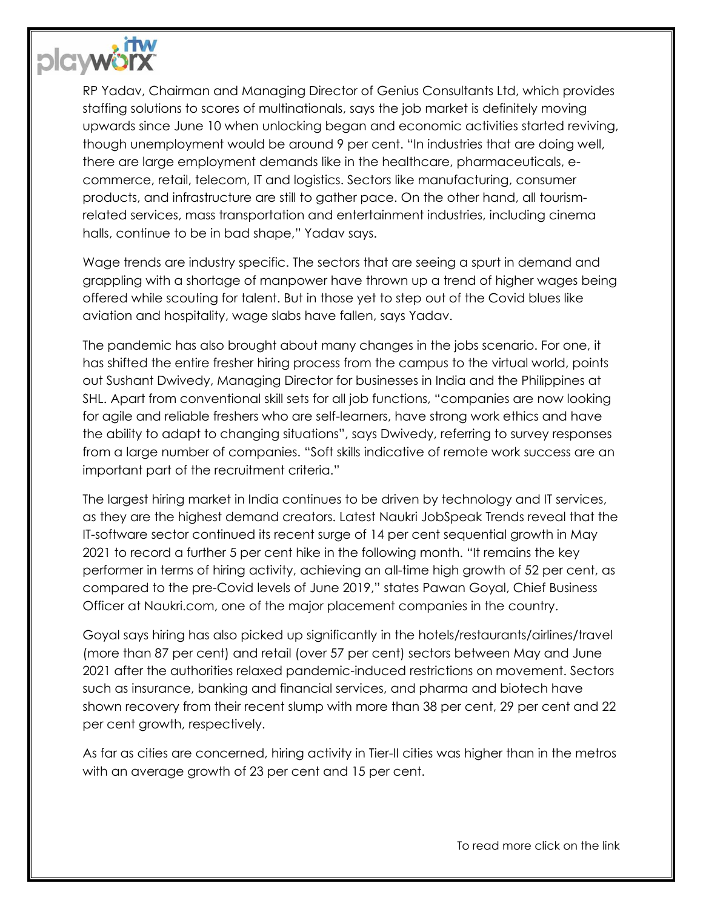RP Yadav, Chairman and Managing Director of Genius Consultants Ltd, which provides staffing solutions to scores of multinationals, says the job market is definitely moving upwards since June 10 when unlocking began and economic activities started reviving, though unemployment would be around 9 per cent. "In industries that are doing well, there are large employment demands like in the healthcare, pharmaceuticals, e-commerce, retail, telecom, IT and logistics. Sectors like manufacturing, consumer products, and infrastructure are still to gather pace. On the other hand, all tourism-related services, mass transportation and entertainment industries, including cinema halls, continue to be in bad shape," Yadav says.

Wage trends are industry specific. The sectors that are seeing a spurt in demand and grappling with a shortage of manpower have thrown up a trend of higher wages being offered while scouting for talent. But in those yet to step out of the Covid blues like aviation and hospitality, wage slabs have fallen, says Yadav.

The pandemic has also brought about many changes in the jobs scenario. For one, it has shifted the entire fresher hiring process from the campus to the virtual world, points out Sushant Dwivedy, Managing Director for businesses in India and the Philippines at SHL. Apart from conventional skill sets for all job functions, "companies are now looking for agile and reliable freshers who are self-learners, have strong work ethics and have the ability to adapt to changing situations", says Dwivedy, referring to survey responses from a large number of companies. "Soft skills indicative of remote work success are an important part of the recruitment criteria."

The largest hiring market in India continues to be driven by technology and IT services, as they are the highest demand creators. Latest Naukri JobSpeak Trends reveal that the IT-software sector continued its recent surge of 14 per cent sequential growth in May 2021 to record a further 5 per cent hike in the following month. "It remains the key performer in terms of hiring activity, achieving an all-time high growth of 52 per cent, as compared to the pre-Covid levels of June 2019," states Pawan Goyal, Chief Business Officer at Naukri.com, one of the major placement companies in the country.

Goyal says hiring has also picked up significantly in the hotels/restaurants/airlines/travel (more than 87 per cent) and retail (over 57 per cent) sectors between May and June 2021 after the authorities relaxed pandemic-induced restrictions on movement. Sectors such as insurance, banking and financial services, and pharma and biotech have shown recovery from their recent slump with more than 38 per cent, 29 per cent and 22 per cent growth, respectively.

As far as cities are concerned, hiring activity in Tier-II cities was higher than in the metros with an average growth of 23 per cent and 15 per cent.

To read more click on the link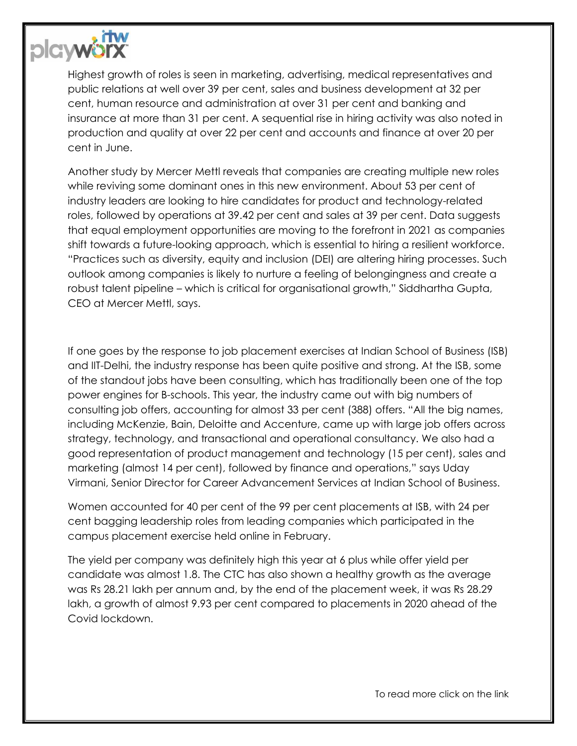Highest growth of roles is seen in marketing, advertising, medical representatives and public relations at well over 39 per cent, sales and business development at 32 per cent, human resource and administration at over 31 per cent and banking and insurance at more than 31 per cent. A sequential rise in hiring activity was also noted in production and quality at over 22 per cent and accounts and finance at over 20 per cent in June.

Another study by Mercer Mettl reveals that companies are creating multiple new roles while reviving some dominant ones in this new environment. About 53 per cent of industry leaders are looking to hire candidates for product and technology-related roles, followed by operations at 39.42 per cent and sales at 39 per cent. Data suggests that equal employment opportunities are moving to the forefront in 2021 as companies shift towards a future-looking approach, which is essential to hiring a resilient workforce. "Practices such as diversity, equity and inclusion (DEI) are altering hiring processes. Such outlook among companies is likely to nurture a feeling of belongingness and create a robust talent pipeline – which is critical for organisational growth," Siddhartha Gupta, CEO at Mercer Mettl, says.

If one goes by the response to job placement exercises at Indian School of Business (ISB) and IIT-Delhi, the industry response has been quite positive and strong. At the ISB, some of the standout jobs have been consulting, which has traditionally been one of the top power engines for B-schools. This year, the industry came out with big numbers of consulting job offers, accounting for almost 33 per cent (388) offers. "All the big names, including McKenzie, Bain, Deloitte and Accenture, came up with large job offers across strategy, technology, and transactional and operational consultancy. We also had a good representation of product management and technology (15 per cent), sales and marketing (almost 14 per cent), followed by finance and operations," says Uday Virmani, Senior Director for Career Advancement Services at Indian School of Business.

Women accounted for 40 per cent of the 99 per cent placements at ISB, with 24 per cent bagging leadership roles from leading companies which participated in the campus placement exercise held online in February.

The yield per company was definitely high this year at 6 plus while offer yield per candidate was almost 1.8. The CTC has also shown a healthy growth as the average was Rs 28.21 lakh per annum and, by the end of the placement week, it was Rs 28.29 lakh, a growth of almost 9.93 per cent compared to placements in 2020 ahead of the Covid lockdown.

To read more click on the link